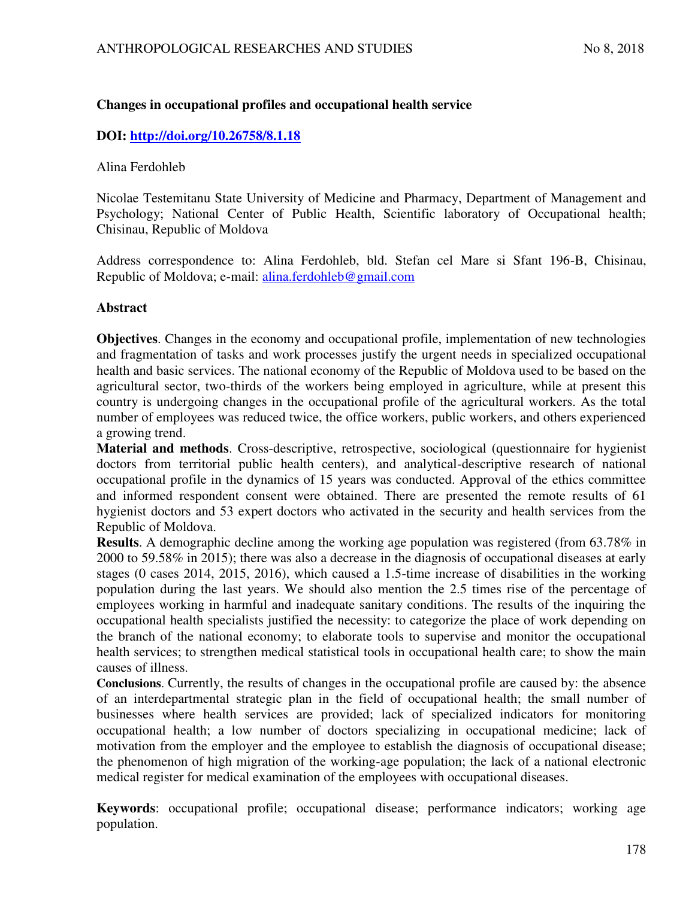# Changes in occupational profiles and occupational health service

**DOI: [http://doi.org/10.26758/8.1.18](http://doi.org/10.26758/8.1.18)**

Alina Ferdohleb

Nicolae Testemitanu State University of Medicine and Pharmacy, Department of Management and Psychology; National Center of Public Health, Scientific laboratory of Occupational health; Chisinau, Republic of Moldova

Address correspondence to: Alina Ferdohleb, bld. Stefan cel Mare si Sfant 196-B, Chisinau, Republic of Moldova; e-mail: [alina.ferdohleb@gmail.com](mailto:alina.ferdohleb@gmail.com)

## Abstract

**Objectives**. Changes in the economy and occupational profile, implementation of new technologies and fragmentation of tasks and work processes justify the urgent needs in specialized occupational health and basic services. The national economy of the Republic of Moldova used to be based on the agricultural sector, two-thirds of the workers being employed in agriculture, while at present this country is undergoing changes in the occupational profile of the agricultural workers. As the total number of employees was reduced twice, the office workers, public workers, and others experienced a growing trend.

**Material and methods**. Cross-descriptive, retrospective, sociological (questionnaire for hygienist doctors from territorial public health centers), and analytical-descriptive research of national occupational profile in the dynamics of 15 years was conducted. Approval of the ethics committee and informed respondent consent were obtained. There are presented the remote results of 61 hygienist doctors and 53 expert doctors who activated in the security and health services from the Republic of Moldova.

**Results**. A demographic decline among the working age population was registered (from 63.78% in 2000 to 59.58% in 2015); there was also a decrease in the diagnosis of occupational diseases at early stages (0 cases 2014, 2015, 2016), which caused a 1.5-time increase of disabilities in the working population during the last years. We should also mention the 2.5 times rise of the percentage of employees working in harmful and inadequate sanitary conditions. The results of the inquiring the occupational health specialists justified the necessity: to categorize the place of work depending on the branch of the national economy; to elaborate tools to supervise and monitor the occupational health services; to strengthen medical statistical tools in occupational health care; to show the main causes of illness.

**Conclusions**. Currently, the results of changes in the occupational profile are caused by: the absence of an interdepartmental strategic plan in the field of occupational health; the small number of businesses where health services are provided; lack of specialized indicators for monitoring occupational health; a low number of doctors specializing in occupational medicine; lack of motivation from the employer and the employee to establish the diagnosis of occupational disease; the phenomenon of high migration of the working-age population; the lack of a national electronic medical register for medical examination of the employees with occupational diseases.

**Keywords**: occupational profile; occupational disease; performance indicators; working age population.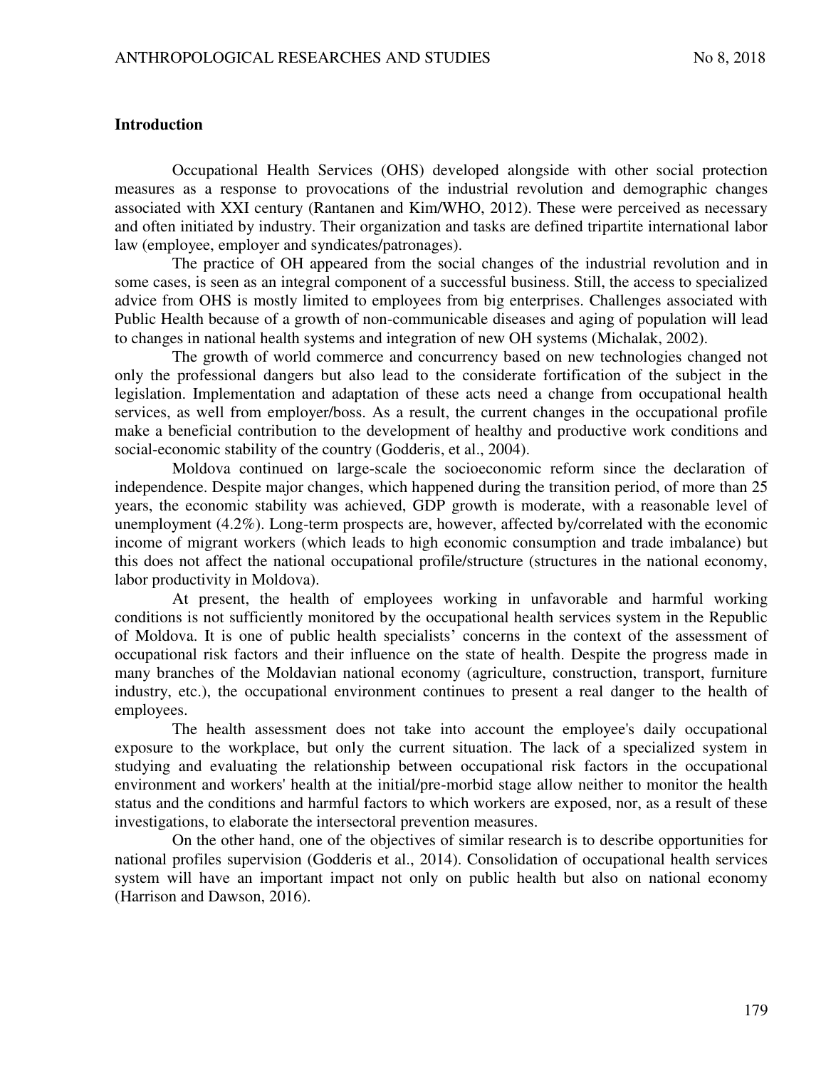## Introduction

Occupational Health Services (OHS) developed alongside with other social protection measures as a response to provocations of the industrial revolution and demographic changes associated with XXI century (Rantanen and Kim/WHO, 2012). These were perceived as necessary and often initiated by industry. Their organization and tasks are defined tripartite international labor law (employee, employer and syndicates/patronages).

The practice of OH appeared from the social changes of the industrial revolution and in some cases, is seen as an integral component of a successful business. Still, the access to specialized advice from OHS is mostly limited to employees from big enterprises. Challenges associated with Public Health because of a growth of non-communicable diseases and aging of population will lead to changes in national health systems and integration of new OH systems (Michalak, 2002).

The growth of world commerce and concurrency based on new technologies changed not only the professional dangers but also lead to the considerate fortification of the subject in the legislation. Implementation and adaptation of these acts need a change from occupational health services, as well from employer/boss. As a result, the current changes in the occupational profile make a beneficial contribution to the development of healthy and productive work conditions and social-economic stability of the country (Godderis, et al., 2004).

Moldova continued on large-scale the socioeconomic reform since the declaration of independence. Despite major changes, which happened during the transition period, of more than 25 years, the economic stability was achieved, GDP growth is moderate, with a reasonable level of unemployment (4.2%). Long-term prospects are, however, affected by/correlated with the economic income of migrant workers (which leads to high economic consumption and trade imbalance) but this does not affect the national occupational profile/structure (structures in the national economy, labor productivity in Moldova).

At present, the health of employees working in unfavorable and harmful working conditions is not sufficiently monitored by the occupational health services system in the Republic of Moldova. It is one of public health specialists' concerns in the context of the assessment of occupational risk factors and their influence on the state of health. Despite the progress made in many branches of the Moldavian national economy (agriculture, construction, transport, furniture industry, etc.), the occupational environment continues to present a real danger to the health of employees.

The health assessment does not take into account the employee's daily occupational exposure to the workplace, but only the current situation. The lack of a specialized system in studying and evaluating the relationship between occupational risk factors in the occupational environment and workers' health at the initial/pre-morbid stage allow neither to monitor the health status and the conditions and harmful factors to which workers are exposed, nor, as a result of these investigations, to elaborate the intersectoral prevention measures.

On the other hand, one of the objectives of similar research is to describe opportunities for national profiles supervision (Godderis et al., 2014). Consolidation of occupational health services system will have an important impact not only on public health but also on national economy (Harrison and Dawson, 2016).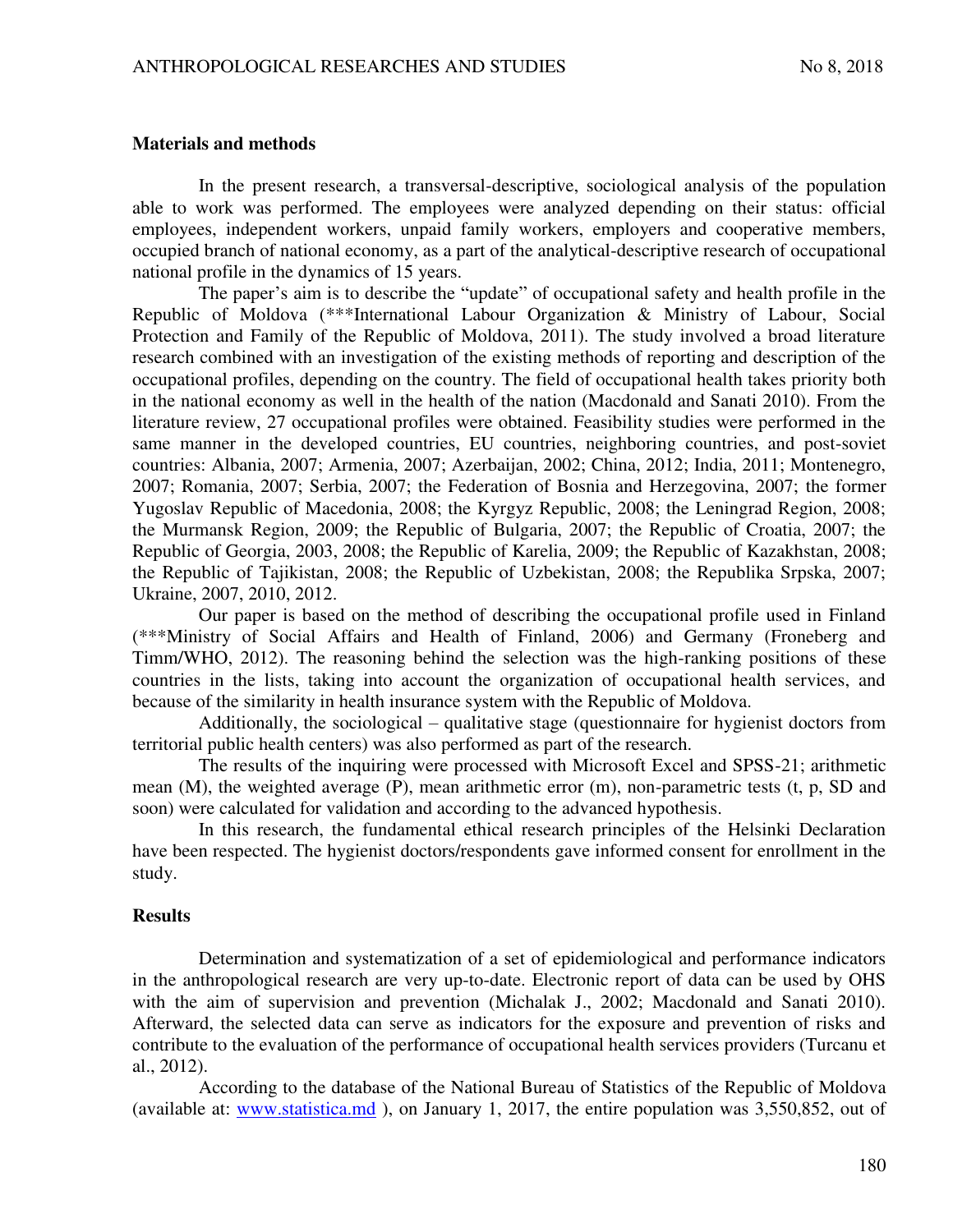## Materials and methods

In the present research, a transversal-descriptive, sociological analysis of the population able to work was performed. The employees were analyzed depending on their status: official employees, independent workers, unpaid family workers, employers and cooperative members, occupied branch of national economy, as a part of the analytical-descriptive research of occupational national profile in the dynamics of 15 years.

The paper's aim is to describe the "update" of occupational safety and health profile in the Republic of Moldova (***International Labour Organization & Ministry of Labour, Social Protection and Family of the Republic of Moldova, 2011). The study involved a broad literature research combined with an investigation of the existing methods of reporting and description of the occupational profiles, depending on the country. The field of occupational health takes priority both in the national economy as well in the health of the nation (Macdonald and Sanati 2010). From the literature review, 27 occupational profiles were obtained. Feasibility studies were performed in the same manner in the developed countries, EU countries, neighboring countries, and post-soviet countries: Albania, 2007; Armenia, 2007; Azerbaijan, 2002; China, 2012; India, 2011; Montenegro, 2007; Romania, 2007; Serbia, 2007; the Federation of Bosnia and Herzegovina, 2007; the former Yugoslav Republic of Macedonia, 2008; the Kyrgyz Republic, 2008; the Leningrad Region, 2008; the Murmansk Region, 2009; the Republic of Bulgaria, 2007; the Republic of Croatia, 2007; the Republic of Georgia, 2003, 2008; the Republic of Karelia, 2009; the Republic of Kazakhstan, 2008; the Republic of Tajikistan, 2008; the Republic of Uzbekistan, 2008; the Republika Srpska, 2007; Ukraine, 2007, 2010, 2012.

Our paper is based on the method of describing the occupational profile used in Finland (***Ministry of Social Affairs and Health of Finland, 2006) and Germany (Froneberg and Timm/WHO, 2012). The reasoning behind the selection was the high-ranking positions of these countries in the lists, taking into account the organization of occupational health services, and because of the similarity in health insurance system with the Republic of Moldova.

Additionally, the sociological – qualitative stage (questionnaire for hygienist doctors from territorial public health centers) was also performed as part of the research.

The results of the inquiring were processed with Microsoft Excel and SPSS-21; arithmetic mean (M), the weighted average (P), mean arithmetic error (m), non-parametric tests (t, p, SD and soon) were calculated for validation and according to the advanced hypothesis.

In this research, the fundamental ethical research principles of the Helsinki Declaration have been respected. The hygienist doctors/respondents gave informed consent for enrollment in the study.

## Results

Determination and systematization of a set of epidemiological and performance indicators in the anthropological research are very up-to-date. Electronic report of data can be used by OHS with the aim of supervision and prevention (Michalak J., 2002; Macdonald and Sanati 2010). Afterward, the selected data can serve as indicators for the exposure and prevention of risks and contribute to the evaluation of the performance of occupational health services providers (Turcanu et al., 2012).

According to the database of the National Bureau of Statistics of the Republic of Moldova (available at: [www.statistica.md](www.statistica.md) ), on January 1, 2017, the entire population was 3,550,852, out of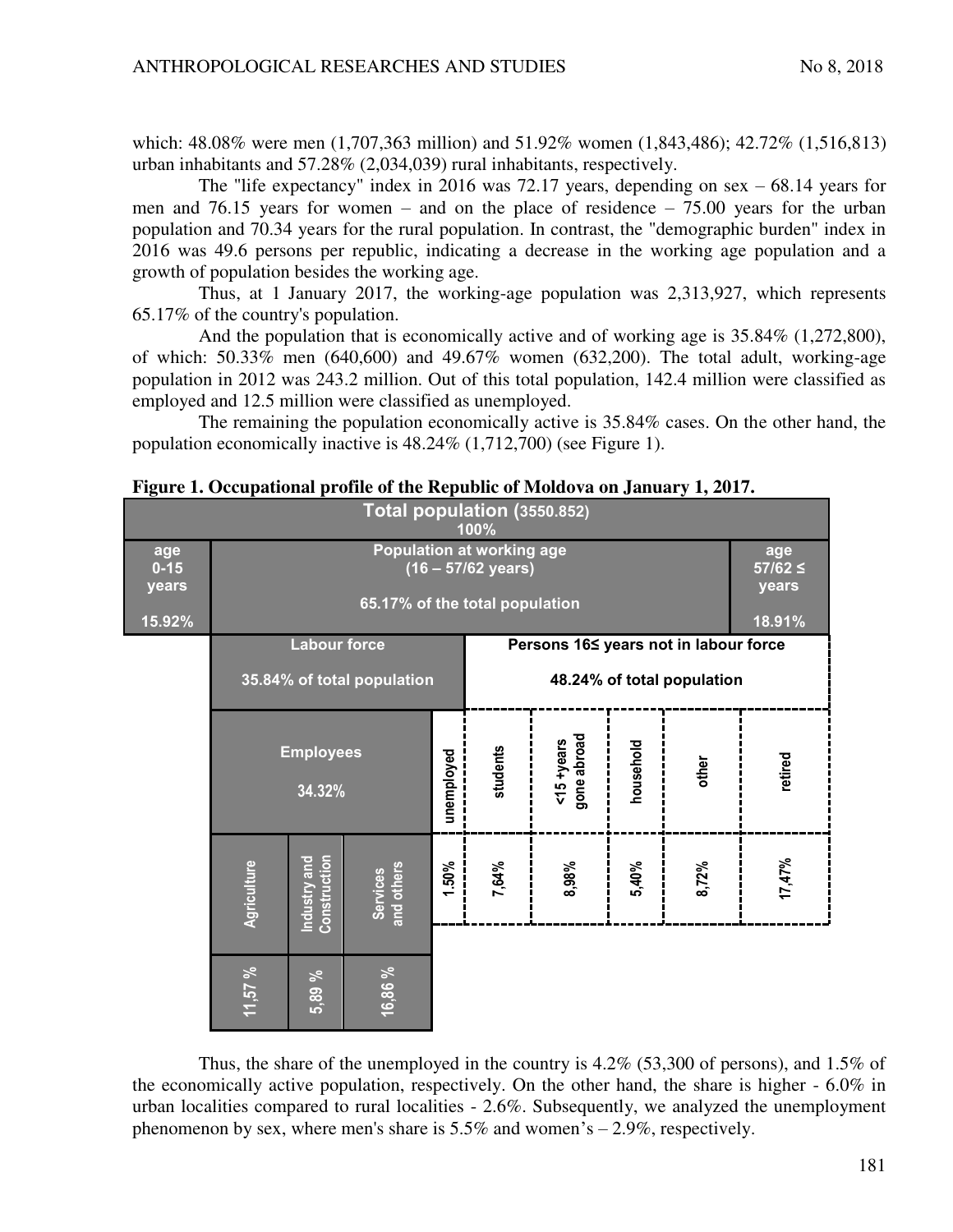which: 48.08% were men (1,707,363 million) and 51.92% women (1,843,486); 42.72% (1,516,813) urban inhabitants and 57.28% (2,034,039) rural inhabitants, respectively.

The "life expectancy" index in 2016 was 72.17 years, depending on sex – 68.14 years for men and 76.15 years for women – and on the place of residence – 75.00 years for the urban population and 70.34 years for the rural population. In contrast, the "demographic burden" index in 2016 was 49.6 persons per republic, indicating a decrease in the working age population and a growth of population besides the working age.

Thus, at 1 January 2017, the working-age population was 2,313,927, which represents 65.17% of the country's population.

And the population that is economically active and of working age is 35.84% (1,272,800), of which: 50.33% men (640,600) and 49.67% women (632,200). The total adult, working-age population in 2012 was 243.2 million. Out of this total population, 142.4 million were classified as employed and 12.5 million were classified as unemployed.

The remaining the population economically active is 35.84% cases. On the other hand, the population economically inactive is 48.24% (1,712,700) (see Figure 1).

**Figure 1. Occupational profile of the Republic of Moldova on January 1, 2017.**

| Total population (3550.852) 100% | | | | | | | | | | |
|---|---|---|---|---|---|---|---|---|---|---|
| age 0-15 years 15.92% | Population at working age (16 – 57/62 years) 65.17% of the total population | | | | | | | | | age 57/62 ≤ years 18.91% |
| | Labour force 35.84% of total population | | | | Persons 16≤ years not in labour force 48.24% of total population | | | | | |
| | Employees 34.32% | | | unemployed | students | <15 +years gone abroad | household | other | retired | |
| | Agriculture | Industry and Construction | Services and others | 1.50% | 7,64% | 8,98% | 5,40% | 8,72% | 17,47% | |
| | 11,57 % | 5,89 % | 16,86 % | | | | | | | |

Thus, the share of the unemployed in the country is 4.2% (53,300 of persons), and 1.5% of the economically active population, respectively. On the other hand, the share is higher - 6.0% in urban localities compared to rural localities - 2.6%. Subsequently, we analyzed the unemployment phenomenon by sex, where men's share is 5.5% and women's – 2.9%, respectively.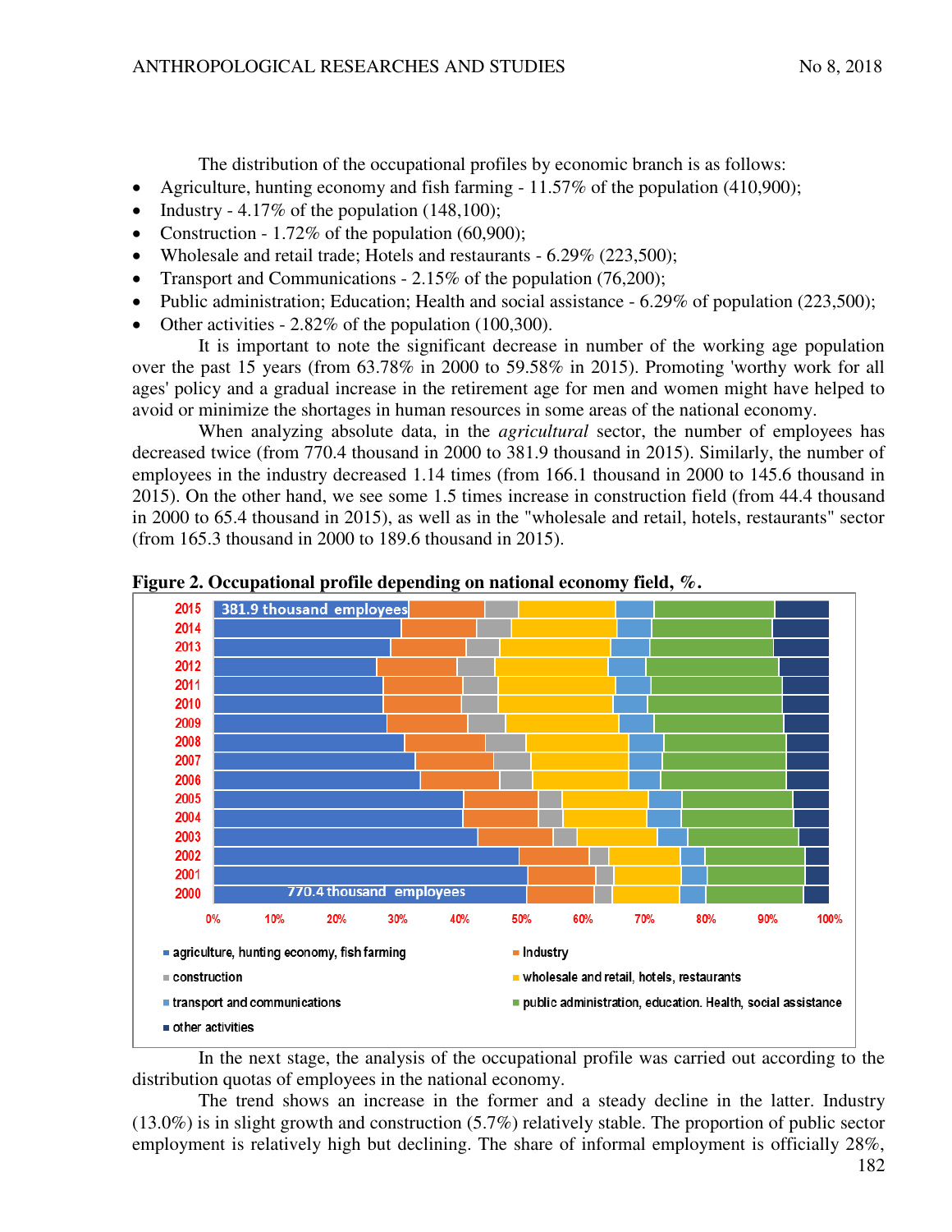The distribution of the occupational profiles by economic branch is as follows:

- Agriculture, hunting economy and fish farming - 11.57% of the population (410,900);
- Industry - 4.17% of the population (148,100);
- Construction - 1.72% of the population (60,900);
- Wholesale and retail trade; Hotels and restaurants - 6.29% (223,500);
- Transport and Communications - 2.15% of the population (76,200);
- Public administration; Education; Health and social assistance - 6.29% of population (223,500);
- Other activities - 2.82% of the population (100,300).

It is important to note the significant decrease in number of the working age population over the past 15 years (from 63.78% in 2000 to 59.58% in 2015). Promoting 'worthy work for all ages' policy and a gradual increase in the retirement age for men and women might have helped to avoid or minimize the shortages in human resources in some areas of the national economy.

When analyzing absolute data, in the *agricultural* sector, the number of employees has decreased twice (from 770.4 thousand in 2000 to 381.9 thousand in 2015). Similarly, the number of employees in the industry decreased 1.14 times (from 166.1 thousand in 2000 to 145.6 thousand in 2015). On the other hand, we see some 1.5 times increase in construction field (from 44.4 thousand in 2000 to 65.4 thousand in 2015), as well as in the "wholesale and retail, hotels, restaurants" sector (from 165.3 thousand in 2000 to 189.6 thousand in 2015).

**Figure 2. Occupational profile depending on national economy field, %.**

In the next stage, the analysis of the occupational profile was carried out according to the distribution quotas of employees in the national economy.

The trend shows an increase in the former and a steady decline in the latter. Industry (13.0%) is in slight growth and construction (5.7%) relatively stable. The proportion of public sector employment is relatively high but declining. The share of informal employment is officially 28%,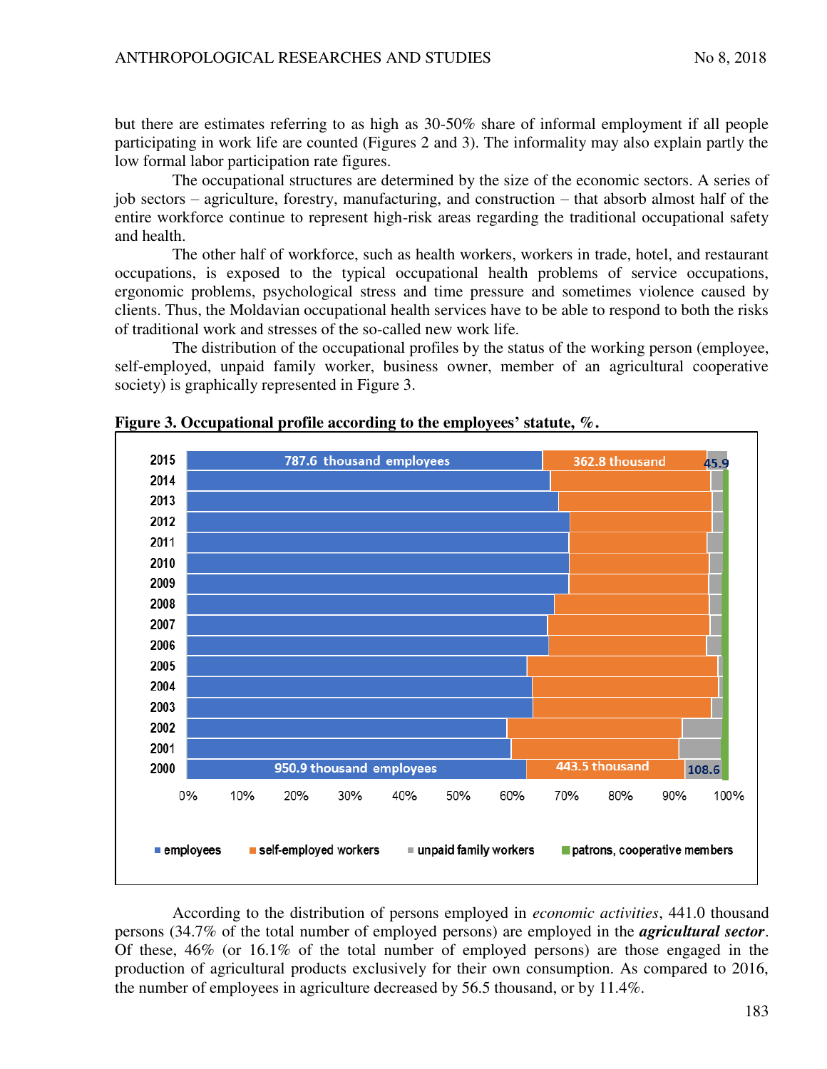but there are estimates referring to as high as 30-50% share of informal employment if all people participating in work life are counted (Figures 2 and 3). The informality may also explain partly the low formal labor participation rate figures.

The occupational structures are determined by the size of the economic sectors. A series of job sectors – agriculture, forestry, manufacturing, and construction – that absorb almost half of the entire workforce continue to represent high-risk areas regarding the traditional occupational safety and health.

The other half of workforce, such as health workers, workers in trade, hotel, and restaurant occupations, is exposed to the typical occupational health problems of service occupations, ergonomic problems, psychological stress and time pressure and sometimes violence caused by clients. Thus, the Moldavian occupational health services have to be able to respond to both the risks of traditional work and stresses of the so-called new work life.

The distribution of the occupational profiles by the status of the working person (employee, self-employed, unpaid family worker, business owner, member of an agricultural cooperative society) is graphically represented in Figure 3.

**Figure 3. Occupational profile according to the employees' statute, %.**

According to the distribution of persons employed in *economic activities*, 441.0 thousand persons (34.7% of the total number of employed persons) are employed in the ***agricultural sector***. Of these, 46% (or 16.1% of the total number of employed persons) are those engaged in the production of agricultural products exclusively for their own consumption. As compared to 2016, the number of employees in agriculture decreased by 56.5 thousand, or by 11.4%.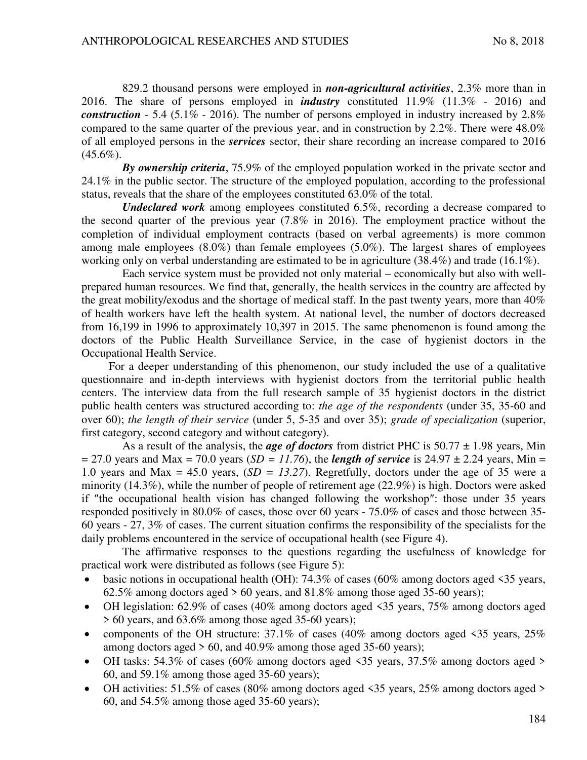829.2 thousand persons were employed in ***non-agricultural activities***, 2.3% more than in 2016. The share of persons employed in ***industry*** constituted 11.9% (11.3% - 2016) and ***construction*** - 5.4 (5.1% - 2016). The number of persons employed in industry increased by 2.8% compared to the same quarter of the previous year, and in construction by 2.2%. There were 48.0% of all employed persons in the ***services*** sector, their share recording an increase compared to 2016 (45.6%).

***By ownership criteria***, 75.9% of the employed population worked in the private sector and 24.1% in the public sector. The structure of the employed population, according to the professional status, reveals that the share of the employees constituted 63.0% of the total.

***Undeclared work*** among employees constituted 6.5%, recording a decrease compared to the second quarter of the previous year (7.8% in 2016). The employment practice without the completion of individual employment contracts (based on verbal agreements) is more common among male employees (8.0%) than female employees (5.0%). The largest shares of employees working only on verbal understanding are estimated to be in agriculture (38.4%) and trade (16.1%).

Each service system must be provided not only material – economically but also with well-prepared human resources. We find that, generally, the health services in the country are affected by the great mobility/exodus and the shortage of medical staff. In the past twenty years, more than 40% of health workers have left the health system. At national level, the number of doctors decreased from 16,199 in 1996 to approximately 10,397 in 2015. The same phenomenon is found among the doctors of the Public Health Surveillance Service, in the case of hygienist doctors in the Occupational Health Service.

For a deeper understanding of this phenomenon, our study included the use of a qualitative questionnaire and in-depth interviews with hygienist doctors from the territorial public health centers. The interview data from the full research sample of 35 hygienist doctors in the district public health centers was structured according to: *the age of the respondents* (under 35, 35-60 and over 60); *the length of their service* (under 5, 5-35 and over 35); *grade of specialization* (superior, first category, second category and without category).

As a result of the analysis, the ***age of doctors*** from district PHC is 50.77 ± 1.98 years, Min = 27.0 years and Max = 70.0 years (*SD = 11.76*), the ***length of service*** is 24.97 ± 2.24 years, Min = 1.0 years and Max = 45.0 years, (*SD = 13.27*). Regretfully, doctors under the age of 35 were a minority (14.3%), while the number of people of retirement age (22.9%) is high. Doctors were asked if "the occupational health vision has changed following the workshop": those under 35 years responded positively in 80.0% of cases, those over 60 years - 75.0% of cases and those between 35-60 years - 27, 3% of cases. The current situation confirms the responsibility of the specialists for the daily problems encountered in the service of occupational health (see Figure 4).

The affirmative responses to the questions regarding the usefulness of knowledge for practical work were distributed as follows (see Figure 5):

- basic notions in occupational health (OH): 74.3% of cases (60% among doctors aged <35 years, 62.5% among doctors aged > 60 years, and 81.8% among those aged 35-60 years);
- OH legislation: 62.9% of cases (40% among doctors aged <35 years, 75% among doctors aged > 60 years, and 63.6% among those aged 35-60 years);
- components of the OH structure: 37.1% of cases (40% among doctors aged <35 years, 25% among doctors aged > 60, and 40.9% among those aged 35-60 years);
- OH tasks: 54.3% of cases (60% among doctors aged <35 years, 37.5% among doctors aged > 60, and 59.1% among those aged 35-60 years);
- OH activities: 51.5% of cases (80% among doctors aged <35 years, 25% among doctors aged > 60, and 54.5% among those aged 35-60 years);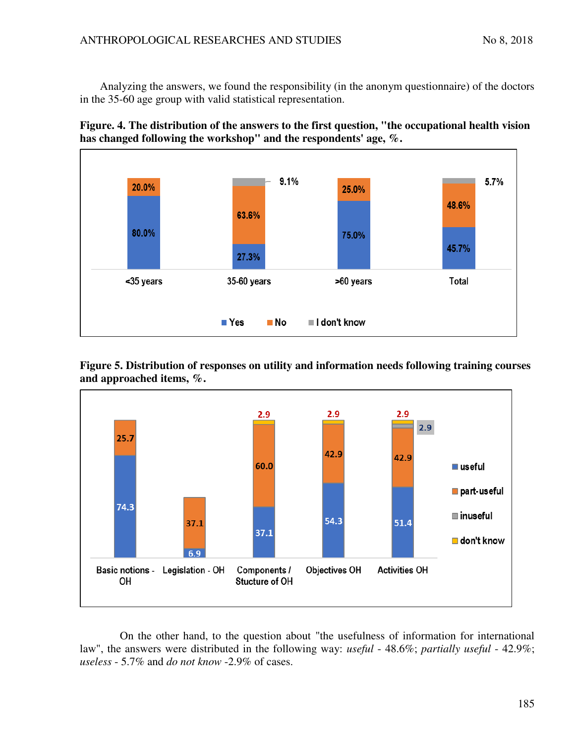Analyzing the answers, we found the responsibility (in the anonym questionnaire) of the doctors in the 35-60 age group with valid statistical representation.

**Figure. 4. The distribution of the answers to the first question, "the occupational health vision has changed following the workshop" and the respondents' age, %.**

| | <35 years | 35-60 years | >60 years | Total |
|---|---|---|---|---|
| Yes | 80.0% | 27.3% | 75.0% | 45.7% |
| No | 20.0% | 63.6% | 25.0% | 48.6% |
| I don't know | | 9.1% | | 5.7% |

**Figure 5. Distribution of responses on utility and information needs following training courses and approached items, %.**

| | Basic notions - OH | Legislation - OH | Components / Stucture of OH | Objectives OH | Activities OH |
|---|---|---|---|---|---|
| useful | 74.3 | 6.9 | 37.1 | 54.3 | 51.4 |
| part-useful | 25.7 | 37.1 | 60.0 | 42.9 | 42.9 |
| inuseful | | | | | 2.9 |
| don't know | | | 2.9 | 2.9 | 2.9 |

On the other hand, to the question about "the usefulness of information for international law", the answers were distributed in the following way: *useful* - 48.6%; *partially useful* - 42.9%; *useless* - 5.7% and *do not know* -2.9% of cases.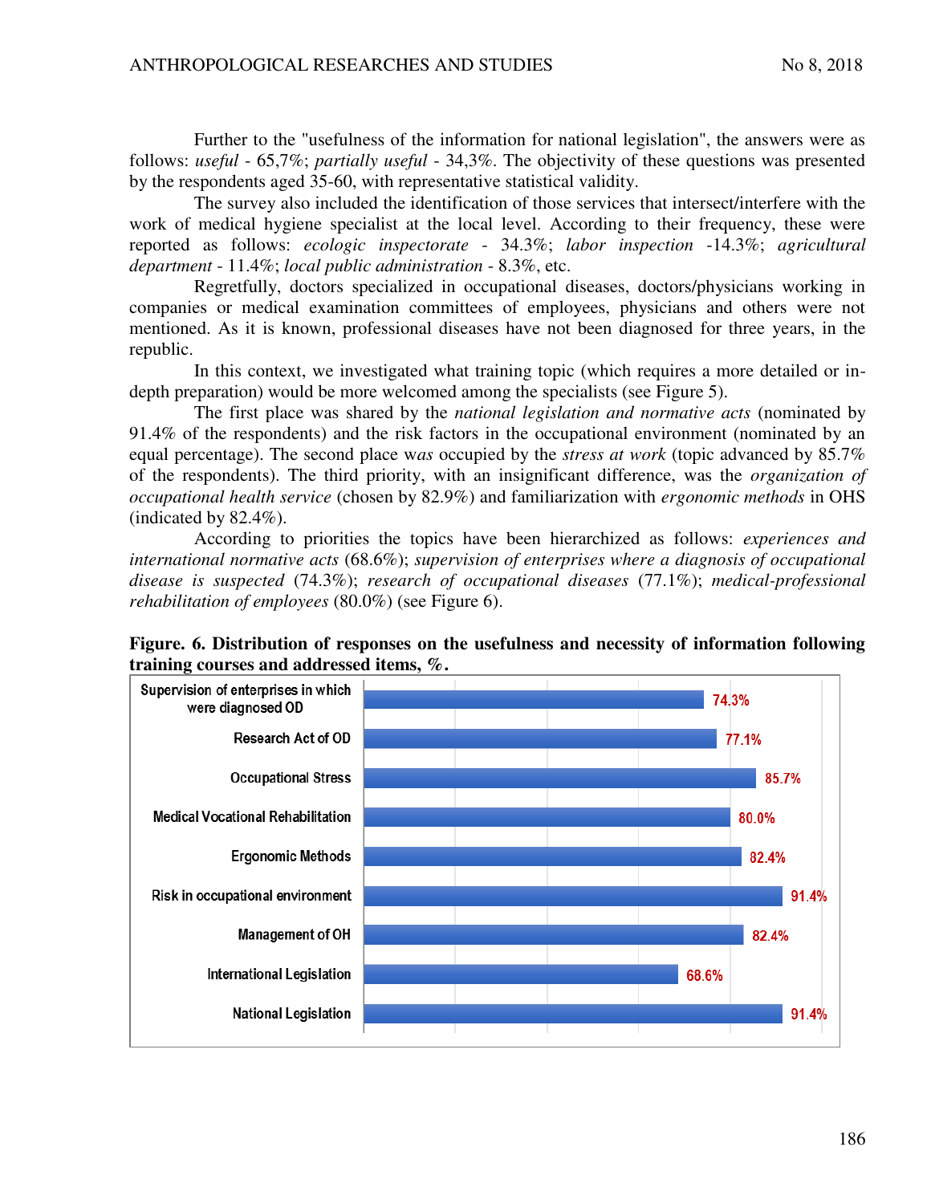Further to the "usefulness of the information for national legislation", the answers were as follows: *useful* - 65,7%; *partially useful* - 34,3%. The objectivity of these questions was presented by the respondents aged 35-60, with representative statistical validity.

The survey also included the identification of those services that intersect/interfere with the work of medical hygiene specialist at the local level. According to their frequency, these were reported as follows: *ecologic inspectorate* - 34.3%; *labor inspection* -14.3%; *agricultural department* - 11.4%; *local public administration* - 8.3%, etc.

Regretfully, doctors specialized in occupational diseases, doctors/physicians working in companies or medical examination committees of employees, physicians and others were not mentioned. As it is known, professional diseases have not been diagnosed for three years, in the republic.

In this context, we investigated what training topic (which requires a more detailed or in-depth preparation) would be more welcomed among the specialists (see Figure 5).

The first place was shared by the *national legislation and normative acts* (nominated by 91.4% of the respondents) and the risk factors in the occupational environment (nominated by an equal percentage). The second place w*as* occupied by the *stress at work* (topic advanced by 85.7% of the respondents). The third priority, with an insignificant difference, was the *organization of occupational health service* (chosen by 82.9%) and familiarization with *ergonomic methods* in OHS (indicated by 82.4%).

According to priorities the topics have been hierarchized as follows: *experiences and international normative acts* (68.6%); *supervision of enterprises where a diagnosis of occupational disease is suspected* (74.3%); *research of occupational diseases* (77.1%); *medical-professional rehabilitation of employees* (80.0%) (see Figure 6).

**Figure. 6. Distribution of responses on the usefulness and necessity of information following training courses and addressed items, %.**

| Item | % |
|---|---|
| Supervision of enterprises in which were diagnosed OD | 74.3% |
| Research Act of OD | 77.1% |
| Occupational Stress | 85.7% |
| Medical Vocational Rehabilitation | 80.0% |
| Ergonomic Methods | 82.4% |
| Risk in occupational environment | 91.4% |
| Management of OH | 82.4% |
| International Legislation | 68.6% |
| National Legislation | 91.4% |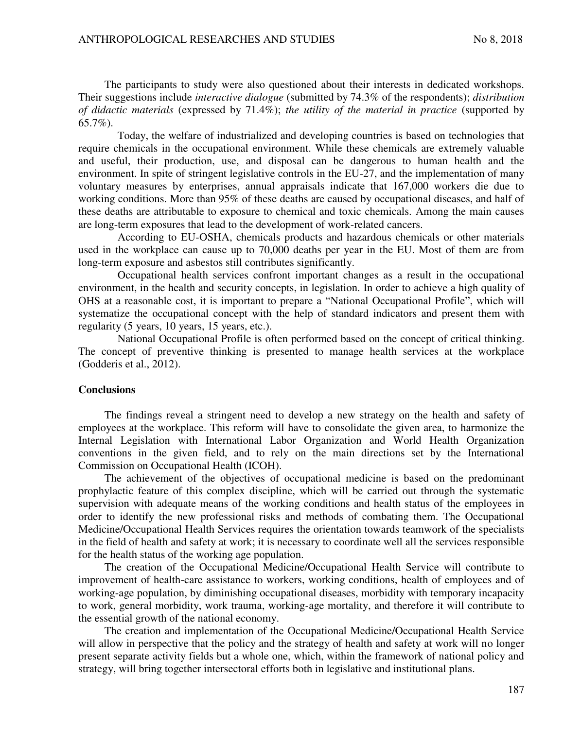The participants to study were also questioned about their interests in dedicated workshops. Their suggestions include *interactive dialogue* (submitted by 74.3% of the respondents); *distribution of didactic materials* (expressed by 71.4%); *the utility of the material in practice* (supported by 65.7%).

Today, the welfare of industrialized and developing countries is based on technologies that require chemicals in the occupational environment. While these chemicals are extremely valuable and useful, their production, use, and disposal can be dangerous to human health and the environment. In spite of stringent legislative controls in the EU-27, and the implementation of many voluntary measures by enterprises, annual appraisals indicate that 167,000 workers die due to working conditions. More than 95% of these deaths are caused by occupational diseases, and half of these deaths are attributable to exposure to chemical and toxic chemicals. Among the main causes are long-term exposures that lead to the development of work-related cancers.

According to EU-OSHA, chemicals products and hazardous chemicals or other materials used in the workplace can cause up to 70,000 deaths per year in the EU. Most of them are from long-term exposure and asbestos still contributes significantly.

Occupational health services confront important changes as a result in the occupational environment, in the health and security concepts, in legislation. In order to achieve a high quality of OHS at a reasonable cost, it is important to prepare a "National Occupational Profile", which will systematize the occupational concept with the help of standard indicators and present them with regularity (5 years, 10 years, 15 years, etc.).

National Occupational Profile is often performed based on the concept of critical thinking. The concept of preventive thinking is presented to manage health services at the workplace (Godderis et al., 2012).

## Conclusions

The findings reveal a stringent need to develop a new strategy on the health and safety of employees at the workplace. This reform will have to consolidate the given area, to harmonize the Internal Legislation with International Labor Organization and World Health Organization conventions in the given field, and to rely on the main directions set by the International Commission on Occupational Health (ICOH).

The achievement of the objectives of occupational medicine is based on the predominant prophylactic feature of this complex discipline, which will be carried out through the systematic supervision with adequate means of the working conditions and health status of the employees in order to identify the new professional risks and methods of combating them. The Occupational Medicine/Occupational Health Services requires the orientation towards teamwork of the specialists in the field of health and safety at work; it is necessary to coordinate well all the services responsible for the health status of the working age population.

The creation of the Occupational Medicine/Occupational Health Service will contribute to improvement of health-care assistance to workers, working conditions, health of employees and of working-age population, by diminishing occupational diseases, morbidity with temporary incapacity to work, general morbidity, work trauma, working-age mortality, and therefore it will contribute to the essential growth of the national economy.

The creation and implementation of the Occupational Medicine/Occupational Health Service will allow in perspective that the policy and the strategy of health and safety at work will no longer present separate activity fields but a whole one, which, within the framework of national policy and strategy, will bring together intersectoral efforts both in legislative and institutional plans.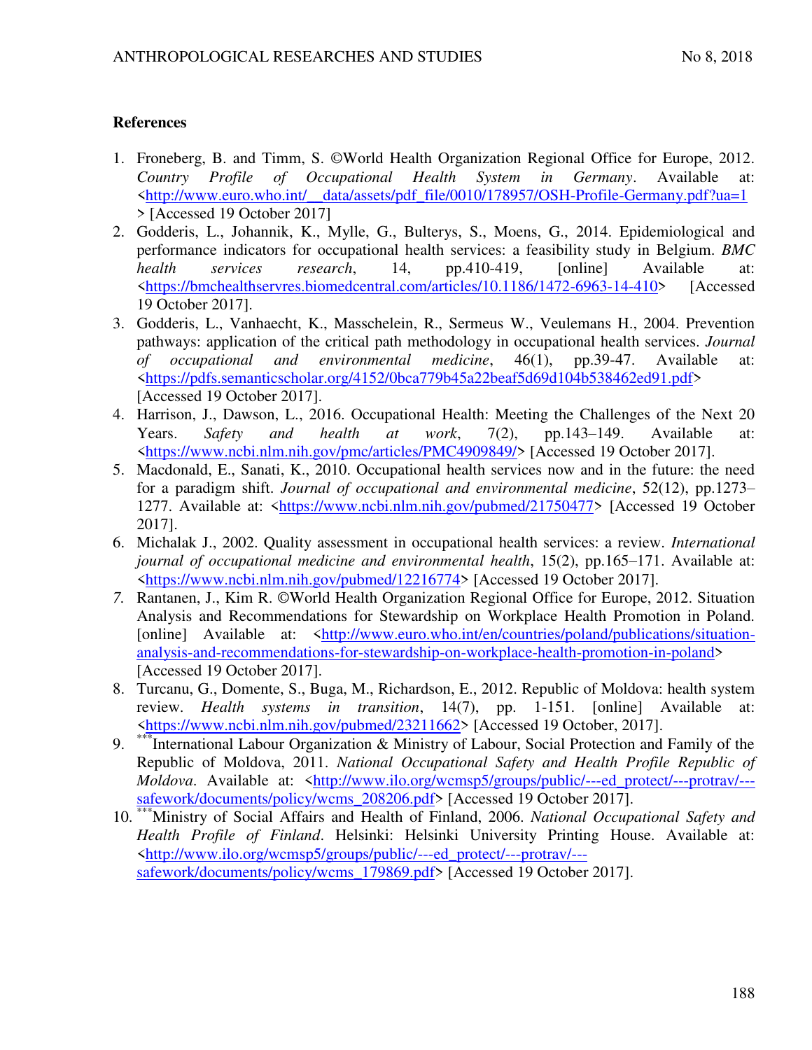**References**

1. Froneberg, B. and Timm, S. ©World Health Organization Regional Office for Europe, 2012. *Country Profile of Occupational Health System in Germany*. Available at: <http://www.euro.who.int/__data/assets/pdf_file/0010/178957/OSH-Profile-Germany.pdf?ua=1> [Accessed 19 October 2017]
2. Godderis, L., Johannik, K., Mylle, G., Bulterys, S., Moens, G., 2014. Epidemiological and performance indicators for occupational health services: a feasibility study in Belgium. *BMC health services research*, 14, pp.410-419, [online] Available at: <https://bmchealthservres.biomedcentral.com/articles/10.1186/1472-6963-14-410> [Accessed 19 October 2017].
3. Godderis, L., Vanhaecht, K., Masschelein, R., Sermeus W., Veulemans H., 2004. Prevention pathways: application of the critical path methodology in occupational health services. *Journal of occupational and environmental medicine*, 46(1), pp.39-47. Available at: <https://pdfs.semanticscholar.org/4152/0bca779b45a22beaf5d69d104b538462ed91.pdf> [Accessed 19 October 2017].
4. Harrison, J., Dawson, L., 2016. Occupational Health: Meeting the Challenges of the Next 20 Years. *Safety and health at work*, 7(2), pp.143–149. Available at: <https://www.ncbi.nlm.nih.gov/pmc/articles/PMC4909849/> [Accessed 19 October 2017].
5. Macdonald, E., Sanati, K., 2010. Occupational health services now and in the future: the need for a paradigm shift. *Journal of occupational and environmental medicine*, 52(12), pp.1273–1277. Available at: <https://www.ncbi.nlm.nih.gov/pubmed/21750477> [Accessed 19 October 2017].
6. Michalak J., 2002. Quality assessment in occupational health services: a review. *International journal of occupational medicine and environmental health*, 15(2), pp.165–171. Available at: <https://www.ncbi.nlm.nih.gov/pubmed/12216774> [Accessed 19 October 2017].
7. Rantanen, J., Kim R. ©World Health Organization Regional Office for Europe, 2012. Situation Analysis and Recommendations for Stewardship on Workplace Health Promotion in Poland. [online] Available at: <http://www.euro.who.int/en/countries/poland/publications/situation-analysis-and-recommendations-for-stewardship-on-workplace-health-promotion-in-poland> [Accessed 19 October 2017].
8. Turcanu, G., Domente, S., Buga, M., Richardson, E., 2012. Republic of Moldova: health system review. *Health systems in transition*, 14(7), pp. 1-151. [online] Available at: <https://www.ncbi.nlm.nih.gov/pubmed/23211662> [Accessed 19 October, 2017].
9. [***]International Labour Organization & Ministry of Labour, Social Protection and Family of the Republic of Moldova, 2011. *National Occupational Safety and Health Profile Republic of Moldova*. Available at: <http://www.ilo.org/wcmsp5/groups/public/---ed_protect/---protrav/---safework/documents/policy/wcms_208206.pdf> [Accessed 19 October 2017].
10. [***]Ministry of Social Affairs and Health of Finland, 2006. *National Occupational Safety and Health Profile of Finland*. Helsinki: Helsinki University Printing House. Available at: <http://www.ilo.org/wcmsp5/groups/public/---ed_protect/---protrav/---safework/documents/policy/wcms_179869.pdf> [Accessed 19 October 2017].